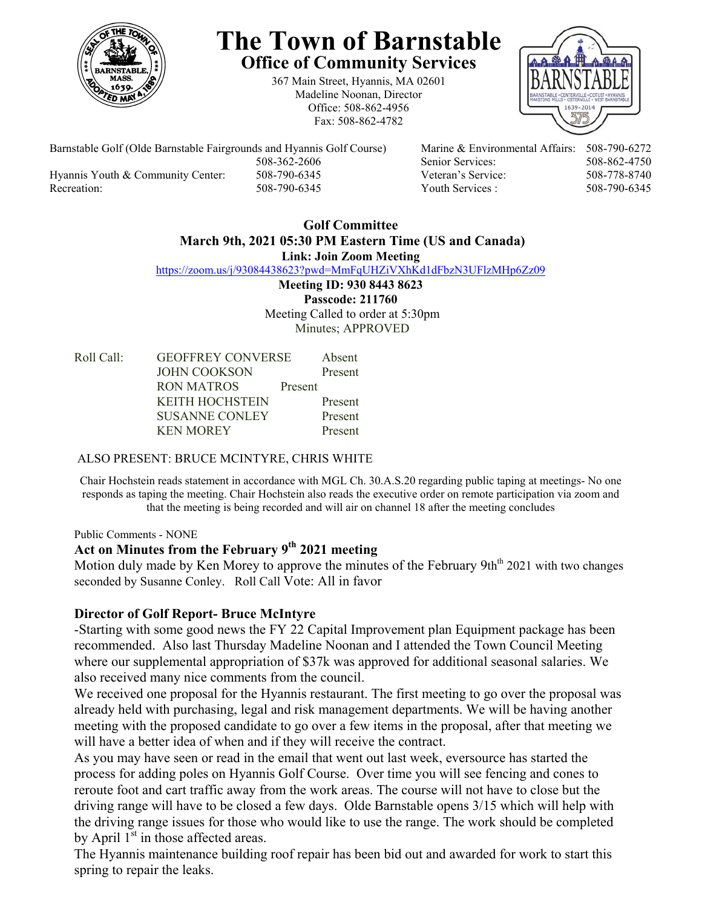# The Town of Barnstable

## Office of Community Services

367 Main Street, Hyannis, MA 02601
Madeline Noonan, Director
Office: 508-862-4956
Fax: 508-862-4782

| | | | |
|---|---|---|---|
| Barnstable Golf (Olde Barnstable Fairgrounds and Hyannis Golf Course) | 508-362-2606 | Marine & Environmental Affairs: | 508-790-6272 |
| | | Senior Services: | 508-862-4750 |
| Hyannis Youth & Community Center: | 508-790-6345 | Veteran's Service: | 508-778-8740 |
| Recreation: | 508-790-6345 | Youth Services : | 508-790-6345 |

**Golf Committee**
**March 9th, 2021 05:30 PM Eastern Time (US and Canada)**
**Link: Join Zoom Meeting**
https://zoom.us/j/93084438623?pwd=MmFqUHZiVXhKd1dFbzN3UFlzMHp6Zz09
**Meeting ID: 930 8443 8623**
**Passcode: 211760**
Meeting Called to order at 5:30pm
Minutes; APPROVED

| Roll Call: | | |
|---|---|---|
| | GEOFFREY CONVERSE | Absent |
| | JOHN COOKSON | Present |
| | RON MATROS | Present |
| | KEITH HOCHSTEIN | Present |
| | SUSANNE CONLEY | Present |
| | KEN MOREY | Present |

ALSO PRESENT: BRUCE MCINTYRE, CHRIS WHITE

Chair Hochstein reads statement in accordance with MGL Ch. 30.A.S.20 regarding public taping at meetings- No one responds as taping the meeting. Chair Hochstein also reads the executive order on remote participation via zoom and that the meeting is being recorded and will air on channel 18 after the meeting concludes

Public Comments - NONE

**Act on Minutes from the February 9th 2021 meeting**

Motion duly made by Ken Morey to approve the minutes of the February 9th th 2021 with two changes seconded by Susanne Conley. Roll Call Vote: All in favor

**Director of Golf Report- Bruce McIntyre**

-Starting with some good news the FY 22 Capital Improvement plan Equipment package has been recommended. Also last Thursday Madeline Noonan and I attended the Town Council Meeting where our supplemental appropriation of $37k was approved for additional seasonal salaries. We also received many nice comments from the council.

We received one proposal for the Hyannis restaurant. The first meeting to go over the proposal was already held with purchasing, legal and risk management departments. We will be having another meeting with the proposed candidate to go over a few items in the proposal, after that meeting we will have a better idea of when and if they will receive the contract.

As you may have seen or read in the email that went out last week, eversource has started the process for adding poles on Hyannis Golf Course. Over time you will see fencing and cones to reroute foot and cart traffic away from the work areas. The course will not have to close but the driving range will have to be closed a few days. Olde Barnstable opens 3/15 which will help with the driving range issues for those who would like to use the range. The work should be completed by April 1st in those affected areas.

The Hyannis maintenance building roof repair has been bid out and awarded for work to start this spring to repair the leaks.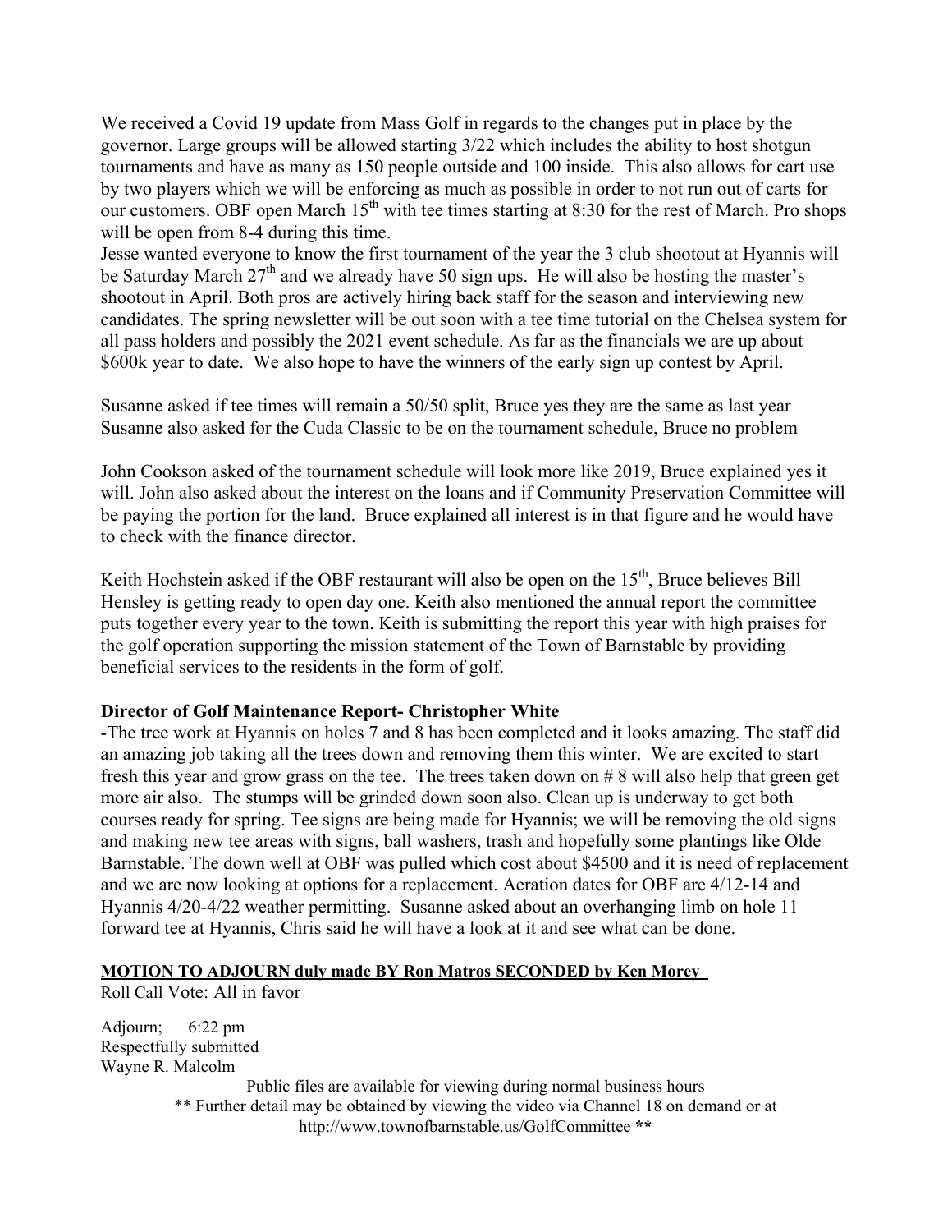We received a Covid 19 update from Mass Golf in regards to the changes put in place by the governor. Large groups will be allowed starting 3/22 which includes the ability to host shotgun tournaments and have as many as 150 people outside and 100 inside. This also allows for cart use by two players which we will be enforcing as much as possible in order to not run out of carts for our customers. OBF open March 15th with tee times starting at 8:30 for the rest of March. Pro shops will be open from 8-4 during this time.
Jesse wanted everyone to know the first tournament of the year the 3 club shootout at Hyannis will be Saturday March 27th and we already have 50 sign ups. He will also be hosting the master's shootout in April. Both pros are actively hiring back staff for the season and interviewing new candidates. The spring newsletter will be out soon with a tee time tutorial on the Chelsea system for all pass holders and possibly the 2021 event schedule. As far as the financials we are up about $600k year to date. We also hope to have the winners of the early sign up contest by April.

Susanne asked if tee times will remain a 50/50 split, Bruce yes they are the same as last year
Susanne also asked for the Cuda Classic to be on the tournament schedule, Bruce no problem

John Cookson asked of the tournament schedule will look more like 2019, Bruce explained yes it will. John also asked about the interest on the loans and if Community Preservation Committee will be paying the portion for the land. Bruce explained all interest is in that figure and he would have to check with the finance director.

Keith Hochstein asked if the OBF restaurant will also be open on the 15th, Bruce believes Bill Hensley is getting ready to open day one. Keith also mentioned the annual report the committee puts together every year to the town. Keith is submitting the report this year with high praises for the golf operation supporting the mission statement of the Town of Barnstable by providing beneficial services to the residents in the form of golf.

**Director of Golf Maintenance Report- Christopher White**

-The tree work at Hyannis on holes 7 and 8 has been completed and it looks amazing. The staff did an amazing job taking all the trees down and removing them this winter. We are excited to start fresh this year and grow grass on the tee. The trees taken down on # 8 will also help that green get more air also. The stumps will be grinded down soon also. Clean up is underway to get both courses ready for spring. Tee signs are being made for Hyannis; we will be removing the old signs and making new tee areas with signs, ball washers, trash and hopefully some plantings like Olde Barnstable. The down well at OBF was pulled which cost about $4500 and it is need of replacement and we are now looking at options for a replacement. Aeration dates for OBF are 4/12-14 and Hyannis 4/20-4/22 weather permitting. Susanne asked about an overhanging limb on hole 11 forward tee at Hyannis, Chris said he will have a look at it and see what can be done.

**MOTION TO ADJOURN duly made BY Ron Matros SECONDED by Ken Morey**

Roll Call Vote: All in favor

Adjourn; 6:22 pm
Respectfully submitted
Wayne R. Malcolm

Public files are available for viewing during normal business hours
** Further detail may be obtained by viewing the video via Channel 18 on demand or at http://www.townofbarnstable.us/GolfCommittee **